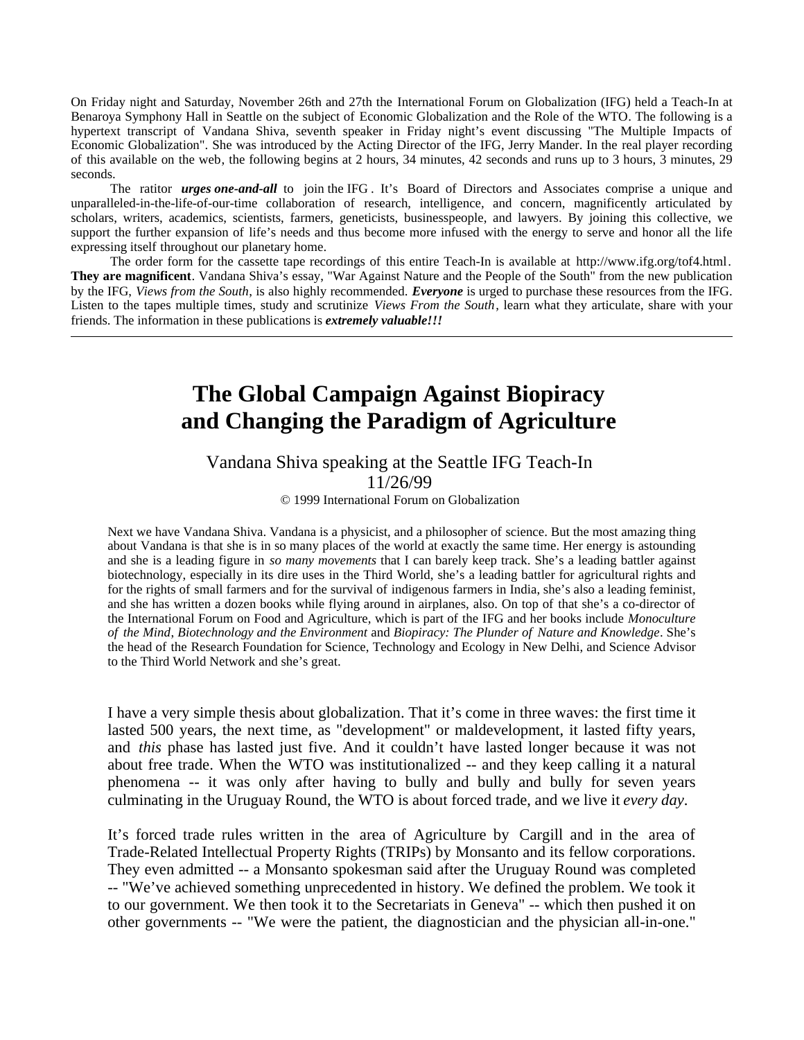On Friday night and Saturday, November 26th and 27th the International Forum on Globalization (IFG) held a Teach-In at Benaroya Symphony Hall in Seattle on the subject of Economic Globalization and the Role of the WTO. The following is a hypertext transcript of Vandana Shiva, seventh speaker in Friday night's event discussing "The Multiple Impacts of Economic Globalization". She was introduced by the Acting Director of the IFG, Jerry Mander. In the real player recording of this available on the web, the following begins at 2 hours, 34 minutes, 42 seconds and runs up to 3 hours, 3 minutes, 29 seconds.

The ratitor ***urges one-and-all*** to join the IFG . It's Board of Directors and Associates comprise a unique and unparalleled-in-the-life-of-our-time collaboration of research, intelligence, and concern, magnificently articulated by scholars, writers, academics, scientists, farmers, geneticists, businesspeople, and lawyers. By joining this collective, we support the further expansion of life's needs and thus become more infused with the energy to serve and honor all the life expressing itself throughout our planetary home.

The order form for the cassette tape recordings of this entire Teach-In is available at http://www.ifg.org/tof4.html. **They are magnificent**. Vandana Shiva's essay, "War Against Nature and the People of the South" from the new publication by the IFG, *Views from the South*, is also highly recommended. ***Everyone*** is urged to purchase these resources from the IFG. Listen to the tapes multiple times, study and scrutinize *Views From the South*, learn what they articulate, share with your friends. The information in these publications is ***extremely valuable!!!***

---

# The Global Campaign Against Biopiracy and Changing the Paradigm of Agriculture

Vandana Shiva speaking at the Seattle IFG Teach-In
11/26/99

© 1999 International Forum on Globalization

Next we have Vandana Shiva. Vandana is a physicist, and a philosopher of science. But the most amazing thing about Vandana is that she is in so many places of the world at exactly the same time. Her energy is astounding and she is a leading figure in *so many movements* that I can barely keep track. She's a leading battler against biotechnology, especially in its dire uses in the Third World, she's a leading battler for agricultural rights and for the rights of small farmers and for the survival of indigenous farmers in India, she's also a leading feminist, and she has written a dozen books while flying around in airplanes, also. On top of that she's a co-director of the International Forum on Food and Agriculture, which is part of the IFG and her books include *Monoculture of the Mind*, *Biotechnology and the Environment* and *Biopiracy: The Plunder of Nature and Knowledge*. She's the head of the Research Foundation for Science, Technology and Ecology in New Delhi, and Science Advisor to the Third World Network and she's great.

I have a very simple thesis about globalization. That it's come in three waves: the first time it lasted 500 years, the next time, as "development" or maldevelopment, it lasted fifty years, and *this* phase has lasted just five. And it couldn't have lasted longer because it was not about free trade. When the WTO was institutionalized -- and they keep calling it a natural phenomena -- it was only after having to bully and bully and bully for seven years culminating in the Uruguay Round, the WTO is about forced trade, and we live it *every day*.

It's forced trade rules written in the area of Agriculture by Cargill and in the area of Trade-Related Intellectual Property Rights (TRIPs) by Monsanto and its fellow corporations. They even admitted -- a Monsanto spokesman said after the Uruguay Round was completed -- "We've achieved something unprecedented in history. We defined the problem. We took it to our government. We then took it to the Secretariats in Geneva" -- which then pushed it on other governments -- "We were the patient, the diagnostician and the physician all-in-one."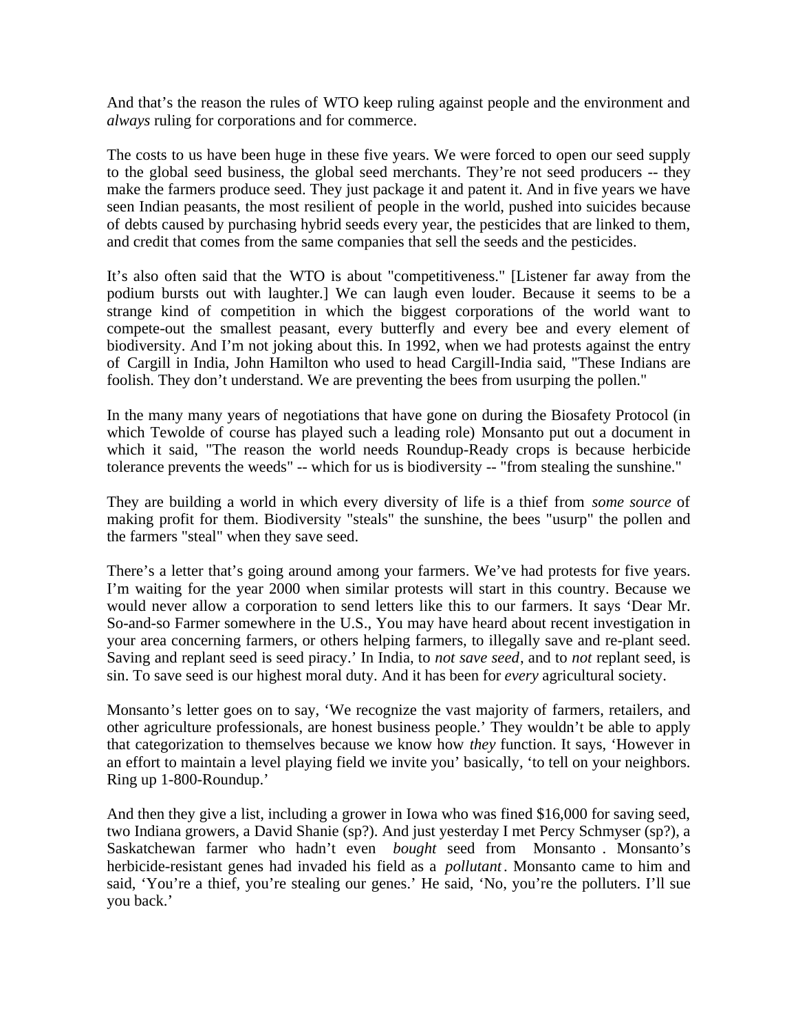And that's the reason the rules of WTO keep ruling against people and the environment and *always* ruling for corporations and for commerce.

The costs to us have been huge in these five years. We were forced to open our seed supply to the global seed business, the global seed merchants. They're not seed producers -- they make the farmers produce seed. They just package it and patent it. And in five years we have seen Indian peasants, the most resilient of people in the world, pushed into suicides because of debts caused by purchasing hybrid seeds every year, the pesticides that are linked to them, and credit that comes from the same companies that sell the seeds and the pesticides.

It's also often said that the WTO is about "competitiveness." [Listener far away from the podium bursts out with laughter.] We can laugh even louder. Because it seems to be a strange kind of competition in which the biggest corporations of the world want to compete-out the smallest peasant, every butterfly and every bee and every element of biodiversity. And I'm not joking about this. In 1992, when we had protests against the entry of Cargill in India, John Hamilton who used to head Cargill-India said, "These Indians are foolish. They don't understand. We are preventing the bees from usurping the pollen."

In the many many years of negotiations that have gone on during the Biosafety Protocol (in which Tewolde of course has played such a leading role) Monsanto put out a document in which it said, "The reason the world needs Roundup-Ready crops is because herbicide tolerance prevents the weeds" -- which for us is biodiversity -- "from stealing the sunshine."

They are building a world in which every diversity of life is a thief from *some source* of making profit for them. Biodiversity "steals" the sunshine, the bees "usurp" the pollen and the farmers "steal" when they save seed.

There's a letter that's going around among your farmers. We've had protests for five years. I'm waiting for the year 2000 when similar protests will start in this country. Because we would never allow a corporation to send letters like this to our farmers. It says 'Dear Mr. So-and-so Farmer somewhere in the U.S., You may have heard about recent investigation in your area concerning farmers, or others helping farmers, to illegally save and re-plant seed. Saving and replant seed is seed piracy.' In India, to *not save seed*, and to *not* replant seed, is sin. To save seed is our highest moral duty. And it has been for *every* agricultural society.

Monsanto's letter goes on to say, 'We recognize the vast majority of farmers, retailers, and other agriculture professionals, are honest business people.' They wouldn't be able to apply that categorization to themselves because we know how *they* function. It says, 'However in an effort to maintain a level playing field we invite you' basically, 'to tell on your neighbors. Ring up 1-800-Roundup.'

And then they give a list, including a grower in Iowa who was fined $16,000 for saving seed, two Indiana growers, a David Shanie (sp?). And just yesterday I met Percy Schmyser (sp?), a Saskatchewan farmer who hadn't even *bought* seed from Monsanto. Monsanto's herbicide-resistant genes had invaded his field as a *pollutant*. Monsanto came to him and said, 'You're a thief, you're stealing our genes.' He said, 'No, you're the polluters. I'll sue you back.'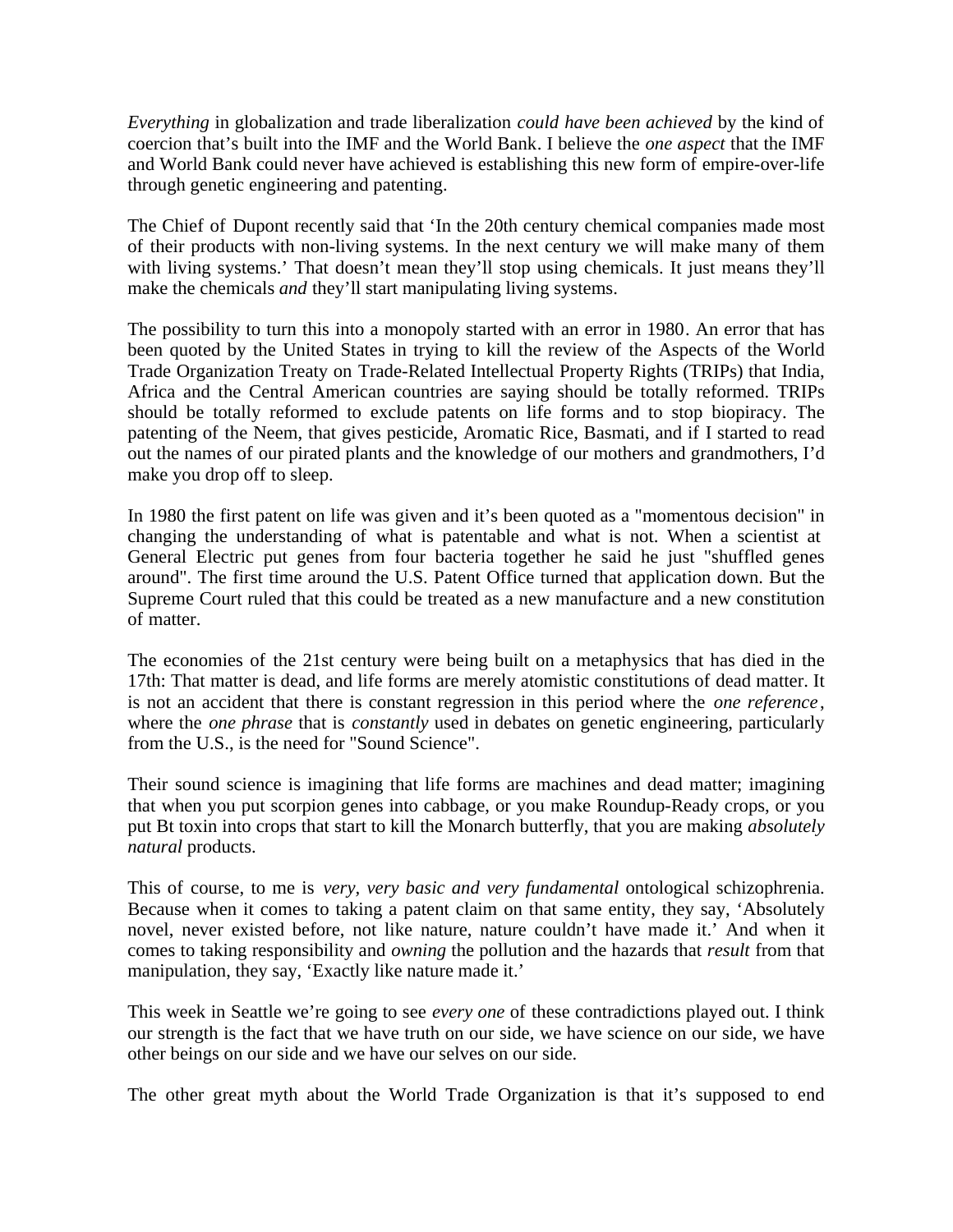*Everything* in globalization and trade liberalization *could have been achieved* by the kind of coercion that's built into the IMF and the World Bank. I believe the *one aspect* that the IMF and World Bank could never have achieved is establishing this new form of empire-over-life through genetic engineering and patenting.

The Chief of Dupont recently said that 'In the 20th century chemical companies made most of their products with non-living systems. In the next century we will make many of them with living systems.' That doesn't mean they'll stop using chemicals. It just means they'll make the chemicals *and* they'll start manipulating living systems.

The possibility to turn this into a monopoly started with an error in 1980. An error that has been quoted by the United States in trying to kill the review of the Aspects of the World Trade Organization Treaty on Trade-Related Intellectual Property Rights (TRIPs) that India, Africa and the Central American countries are saying should be totally reformed. TRIPs should be totally reformed to exclude patents on life forms and to stop biopiracy. The patenting of the Neem, that gives pesticide, Aromatic Rice, Basmati, and if I started to read out the names of our pirated plants and the knowledge of our mothers and grandmothers, I'd make you drop off to sleep.

In 1980 the first patent on life was given and it's been quoted as a "momentous decision" in changing the understanding of what is patentable and what is not. When a scientist at General Electric put genes from four bacteria together he said he just "shuffled genes around". The first time around the U.S. Patent Office turned that application down. But the Supreme Court ruled that this could be treated as a new manufacture and a new constitution of matter.

The economies of the 21st century were being built on a metaphysics that has died in the 17th: That matter is dead, and life forms are merely atomistic constitutions of dead matter. It is not an accident that there is constant regression in this period where the *one reference*, where the *one phrase* that is *constantly* used in debates on genetic engineering, particularly from the U.S., is the need for "Sound Science".

Their sound science is imagining that life forms are machines and dead matter; imagining that when you put scorpion genes into cabbage, or you make Roundup-Ready crops, or you put Bt toxin into crops that start to kill the Monarch butterfly, that you are making *absolutely natural* products.

This of course, to me is *very, very basic and very fundamental* ontological schizophrenia. Because when it comes to taking a patent claim on that same entity, they say, 'Absolutely novel, never existed before, not like nature, nature couldn't have made it.' And when it comes to taking responsibility and *owning* the pollution and the hazards that *result* from that manipulation, they say, 'Exactly like nature made it.'

This week in Seattle we're going to see *every one* of these contradictions played out. I think our strength is the fact that we have truth on our side, we have science on our side, we have other beings on our side and we have our selves on our side.

The other great myth about the World Trade Organization is that it's supposed to end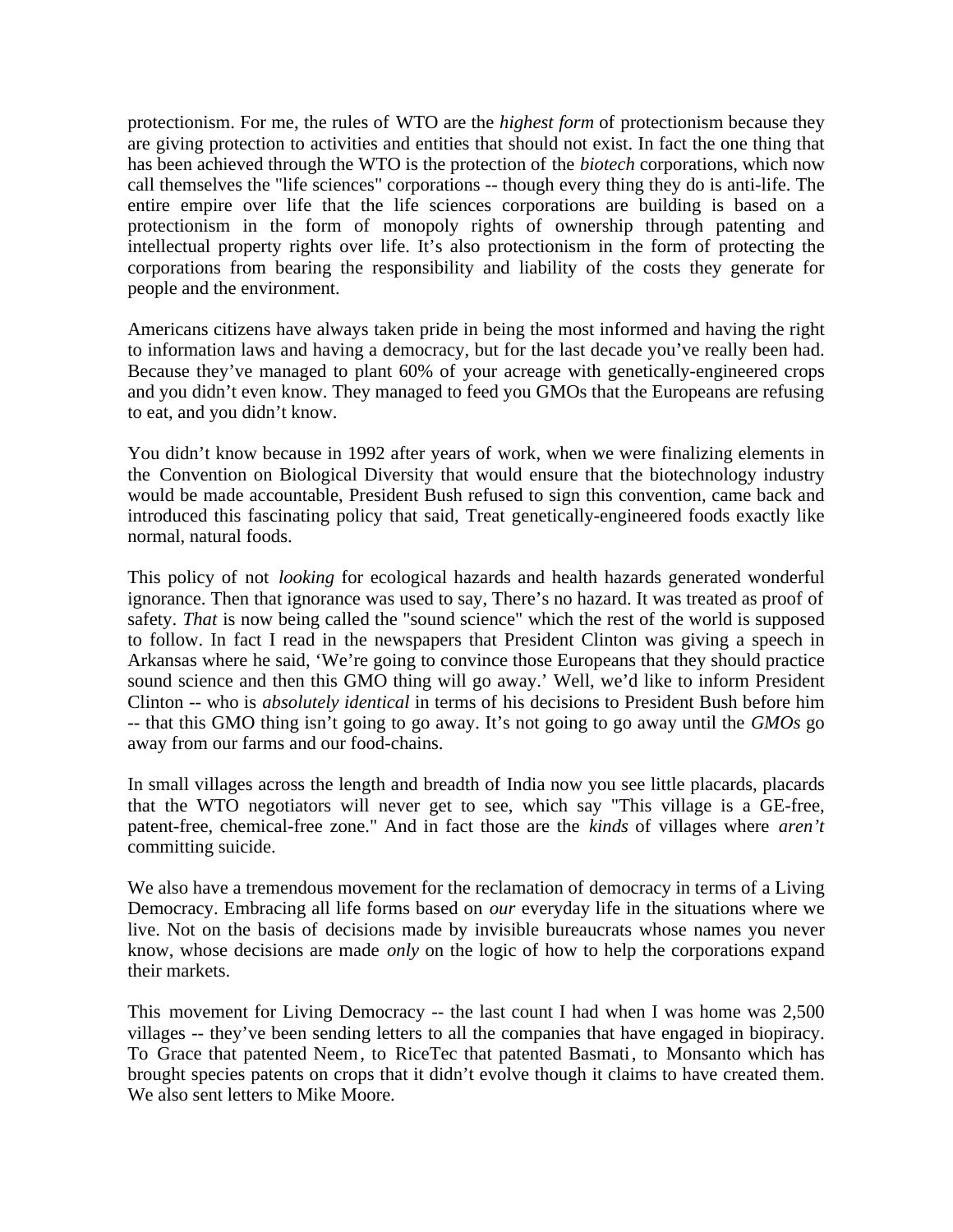protectionism. For me, the rules of WTO are the *highest form* of protectionism because they are giving protection to activities and entities that should not exist. In fact the one thing that has been achieved through the WTO is the protection of the *biotech* corporations, which now call themselves the "life sciences" corporations -- though every thing they do is anti-life. The entire empire over life that the life sciences corporations are building is based on a protectionism in the form of monopoly rights of ownership through patenting and intellectual property rights over life. It's also protectionism in the form of protecting the corporations from bearing the responsibility and liability of the costs they generate for people and the environment.

Americans citizens have always taken pride in being the most informed and having the right to information laws and having a democracy, but for the last decade you've really been had. Because they've managed to plant 60% of your acreage with genetically-engineered crops and you didn't even know. They managed to feed you GMOs that the Europeans are refusing to eat, and you didn't know.

You didn't know because in 1992 after years of work, when we were finalizing elements in the Convention on Biological Diversity that would ensure that the biotechnology industry would be made accountable, President Bush refused to sign this convention, came back and introduced this fascinating policy that said, Treat genetically-engineered foods exactly like normal, natural foods.

This policy of not *looking* for ecological hazards and health hazards generated wonderful ignorance. Then that ignorance was used to say, There's no hazard. It was treated as proof of safety. *That* is now being called the "sound science" which the rest of the world is supposed to follow. In fact I read in the newspapers that President Clinton was giving a speech in Arkansas where he said, 'We're going to convince those Europeans that they should practice sound science and then this GMO thing will go away.' Well, we'd like to inform President Clinton -- who is *absolutely identical* in terms of his decisions to President Bush before him -- that this GMO thing isn't going to go away. It's not going to go away until the *GMOs* go away from our farms and our food-chains.

In small villages across the length and breadth of India now you see little placards, placards that the WTO negotiators will never get to see, which say "This village is a GE-free, patent-free, chemical-free zone." And in fact those are the *kinds* of villages where *aren't* committing suicide.

We also have a tremendous movement for the reclamation of democracy in terms of a Living Democracy. Embracing all life forms based on *our* everyday life in the situations where we live. Not on the basis of decisions made by invisible bureaucrats whose names you never know, whose decisions are made *only* on the logic of how to help the corporations expand their markets.

This movement for Living Democracy -- the last count I had when I was home was 2,500 villages -- they've been sending letters to all the companies that have engaged in biopiracy. To Grace that patented Neem, to RiceTec that patented Basmati, to Monsanto which has brought species patents on crops that it didn't evolve though it claims to have created them. We also sent letters to Mike Moore.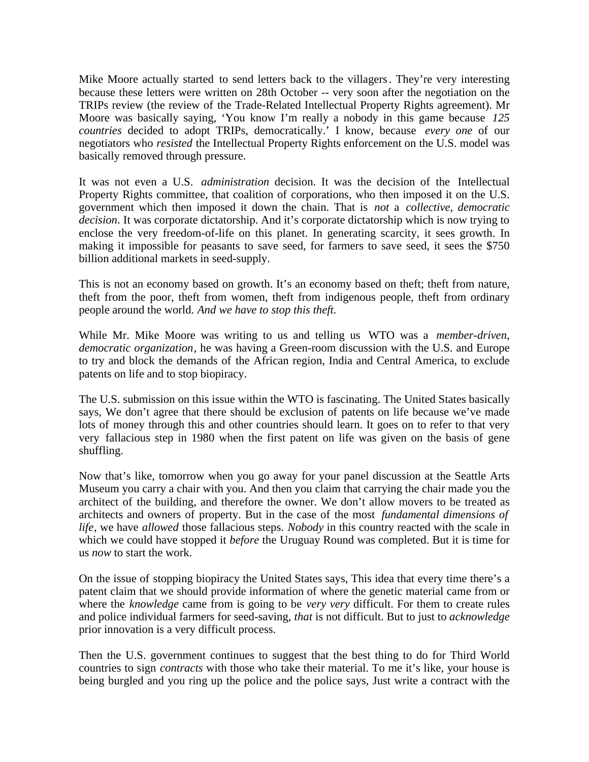Mike Moore actually started to send letters back to the villagers. They're very interesting because these letters were written on 28th October -- very soon after the negotiation on the TRIPs review (the review of the Trade-Related Intellectual Property Rights agreement). Mr Moore was basically saying, 'You know I'm really a nobody in this game because *125 countries* decided to adopt TRIPs, democratically.' I know, because *every one* of our negotiators who *resisted* the Intellectual Property Rights enforcement on the U.S. model was basically removed through pressure.

It was not even a U.S. *administration* decision. It was the decision of the Intellectual Property Rights committee, that coalition of corporations, who then imposed it on the U.S. government which then imposed it down the chain. That is *not* a *collective, democratic decision*. It was corporate dictatorship. And it's corporate dictatorship which is now trying to enclose the very freedom-of-life on this planet. In generating scarcity, it sees growth. In making it impossible for peasants to save seed, for farmers to save seed, it sees the $750 billion additional markets in seed-supply.

This is not an economy based on growth. It's an economy based on theft; theft from nature, theft from the poor, theft from women, theft from indigenous people, theft from ordinary people around the world. *And we have to stop this theft.*

While Mr. Mike Moore was writing to us and telling us WTO was a *member-driven, democratic organization*, he was having a Green-room discussion with the U.S. and Europe to try and block the demands of the African region, India and Central America, to exclude patents on life and to stop biopiracy.

The U.S. submission on this issue within the WTO is fascinating. The United States basically says, We don't agree that there should be exclusion of patents on life because we've made lots of money through this and other countries should learn. It goes on to refer to that very very fallacious step in 1980 when the first patent on life was given on the basis of gene shuffling.

Now that's like, tomorrow when you go away for your panel discussion at the Seattle Arts Museum you carry a chair with you. And then you claim that carrying the chair made you the architect of the building, and therefore the owner. We don't allow movers to be treated as architects and owners of property. But in the case of the most *fundamental dimensions of life*, we have *allowed* those fallacious steps. *Nobody* in this country reacted with the scale in which we could have stopped it *before* the Uruguay Round was completed. But it is time for us *now* to start the work.

On the issue of stopping biopiracy the United States says, This idea that every time there's a patent claim that we should provide information of where the genetic material came from or where the *knowledge* came from is going to be *very very* difficult. For them to create rules and police individual farmers for seed-saving, *that* is not difficult. But to just to *acknowledge* prior innovation is a very difficult process.

Then the U.S. government continues to suggest that the best thing to do for Third World countries to sign *contracts* with those who take their material. To me it's like, your house is being burgled and you ring up the police and the police says, Just write a contract with the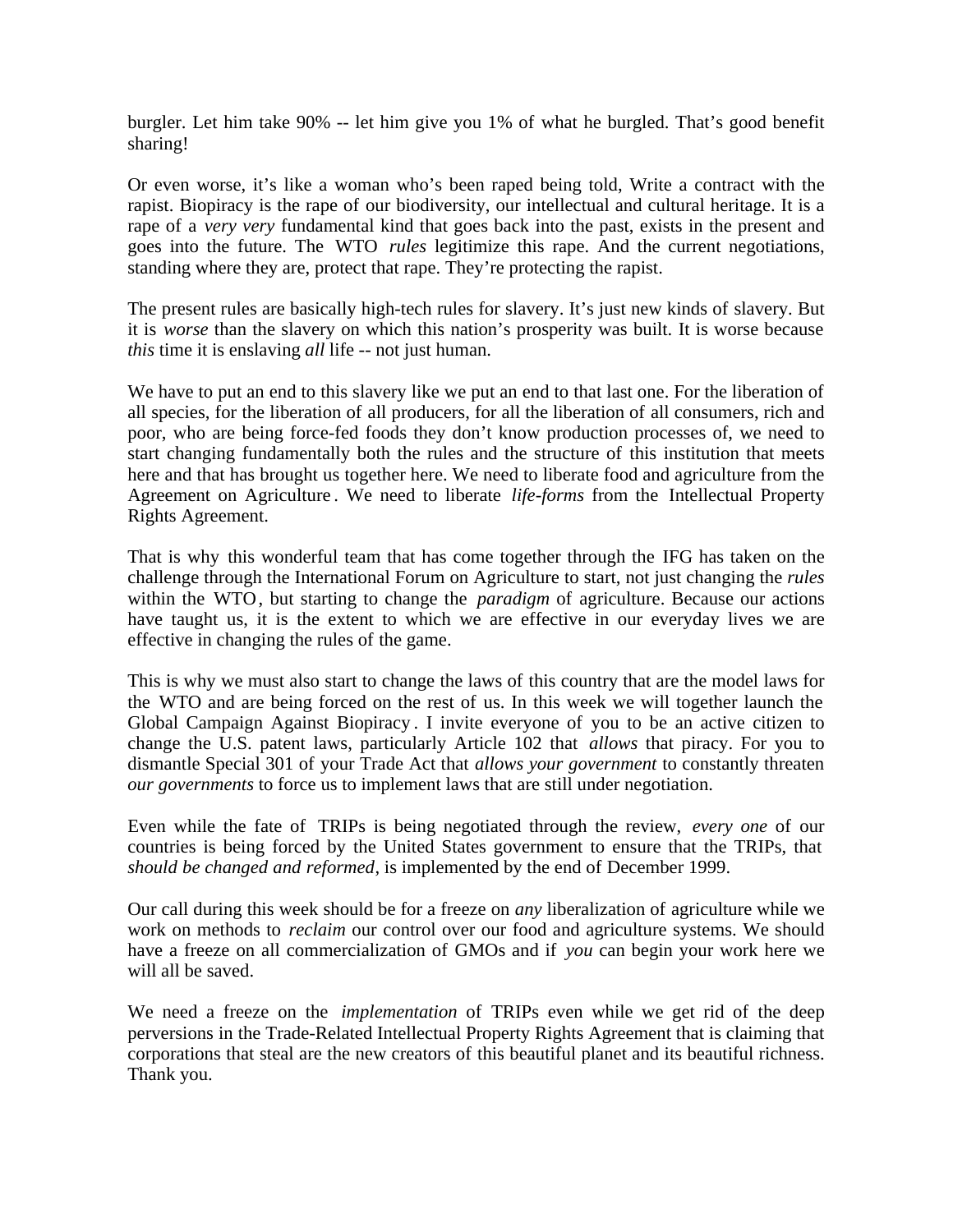burgler. Let him take 90% -- let him give you 1% of what he burgled. That's good benefit sharing!

Or even worse, it's like a woman who's been raped being told, Write a contract with the rapist. Biopiracy is the rape of our biodiversity, our intellectual and cultural heritage. It is a rape of a *very very* fundamental kind that goes back into the past, exists in the present and goes into the future. The WTO *rules* legitimize this rape. And the current negotiations, standing where they are, protect that rape. They're protecting the rapist.

The present rules are basically high-tech rules for slavery. It's just new kinds of slavery. But it is *worse* than the slavery on which this nation's prosperity was built. It is worse because *this* time it is enslaving *all* life -- not just human.

We have to put an end to this slavery like we put an end to that last one. For the liberation of all species, for the liberation of all producers, for all the liberation of all consumers, rich and poor, who are being force-fed foods they don't know production processes of, we need to start changing fundamentally both the rules and the structure of this institution that meets here and that has brought us together here. We need to liberate food and agriculture from the Agreement on Agriculture. We need to liberate *life-forms* from the Intellectual Property Rights Agreement.

That is why this wonderful team that has come together through the IFG has taken on the challenge through the International Forum on Agriculture to start, not just changing the *rules* within the WTO, but starting to change the *paradigm* of agriculture. Because our actions have taught us, it is the extent to which we are effective in our everyday lives we are effective in changing the rules of the game.

This is why we must also start to change the laws of this country that are the model laws for the WTO and are being forced on the rest of us. In this week we will together launch the Global Campaign Against Biopiracy. I invite everyone of you to be an active citizen to change the U.S. patent laws, particularly Article 102 that *allows* that piracy. For you to dismantle Special 301 of your Trade Act that *allows your government* to constantly threaten *our governments* to force us to implement laws that are still under negotiation.

Even while the fate of TRIPs is being negotiated through the review, *every one* of our countries is being forced by the United States government to ensure that the TRIPs, that *should be changed and reformed*, is implemented by the end of December 1999.

Our call during this week should be for a freeze on *any* liberalization of agriculture while we work on methods to *reclaim* our control over our food and agriculture systems. We should have a freeze on all commercialization of GMOs and if *you* can begin your work here we will all be saved.

We need a freeze on the *implementation* of TRIPs even while we get rid of the deep perversions in the Trade-Related Intellectual Property Rights Agreement that is claiming that corporations that steal are the new creators of this beautiful planet and its beautiful richness. Thank you.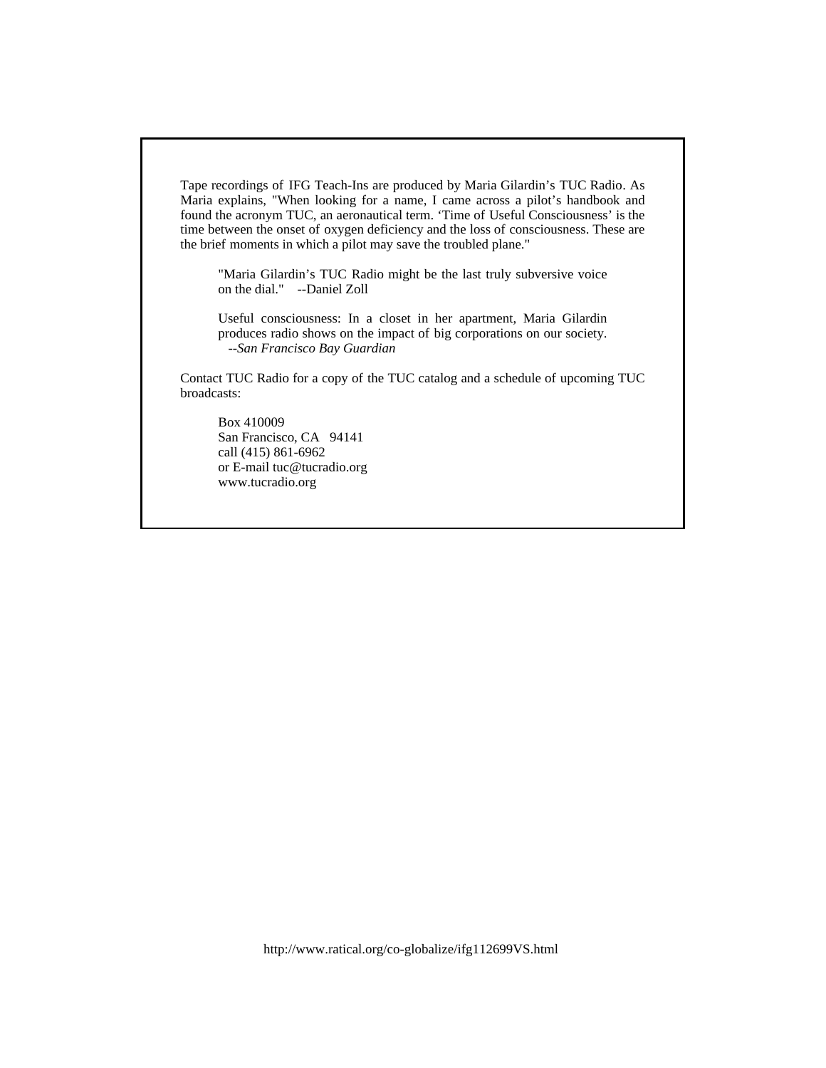Tape recordings of IFG Teach-Ins are produced by Maria Gilardin's TUC Radio. As Maria explains, "When looking for a name, I came across a pilot's handbook and found the acronym TUC, an aeronautical term. 'Time of Useful Consciousness' is the time between the onset of oxygen deficiency and the loss of consciousness. These are the brief moments in which a pilot may save the troubled plane."

> "Maria Gilardin's TUC Radio might be the last truly subversive voice on the dial." --Daniel Zoll

> Useful consciousness: In a closet in her apartment, Maria Gilardin produces radio shows on the impact of big corporations on our society.
> --*San Francisco Bay Guardian*

Contact TUC Radio for a copy of the TUC catalog and a schedule of upcoming TUC broadcasts:

> Box 410009
> San Francisco, CA 94141
> call (415) 861-6962
> or E-mail tuc@tucradio.org
> www.tucradio.org